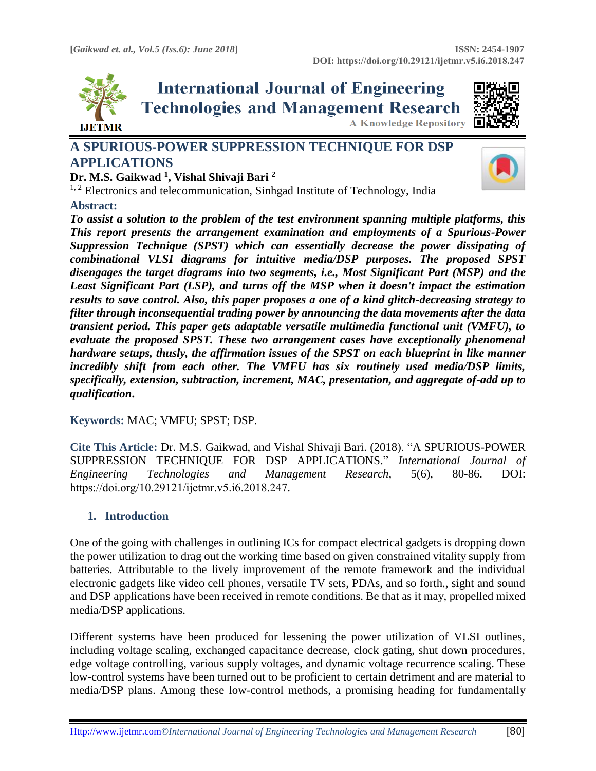# A SPURIOUS-POWER SUPPRESSION TECHNIQUE FOR DSP APPLICATIONS

**Dr. M.S. Gaikwad [1], Vishal Shivaji Bari [2]**

[1, 2] Electronics and telecommunication, Sinhgad Institute of Technology, India

## Abstract:

***To assist a solution to the problem of the test environment spanning multiple platforms, this This report presents the arrangement examination and employments of a Spurious-Power Suppression Technique (SPST) which can essentially decrease the power dissipating of combinational VLSI diagrams for intuitive media/DSP purposes. The proposed SPST disengages the target diagrams into two segments, i.e., Most Significant Part (MSP) and the Least Significant Part (LSP), and turns off the MSP when it doesn't impact the estimation results to save control. Also, this paper proposes a one of a kind glitch-decreasing strategy to filter through inconsequential trading power by announcing the data movements after the data transient period. This paper gets adaptable versatile multimedia functional unit (VMFU), to evaluate the proposed SPST. These two arrangement cases have exceptionally phenomenal hardware setups, thusly, the affirmation issues of the SPST on each blueprint in like manner incredibly shift from each other. The VMFU has six routinely used media/DSP limits, specifically, extension, subtraction, increment, MAC, presentation, and aggregate of-add up to qualification.***

**Keywords:** MAC; VMFU; SPST; DSP.

**Cite This Article:** Dr. M.S. Gaikwad, and Vishal Shivaji Bari. (2018). "A SPURIOUS-POWER SUPPRESSION TECHNIQUE FOR DSP APPLICATIONS." *International Journal of Engineering Technologies and Management Research,* 5(6), 80-86. DOI: https://doi.org/10.29121/ijetmr.v5.i6.2018.247.

## 1. Introduction

One of the going with challenges in outlining ICs for compact electrical gadgets is dropping down the power utilization to drag out the working time based on given constrained vitality supply from batteries. Attributable to the lively improvement of the remote framework and the individual electronic gadgets like video cell phones, versatile TV sets, PDAs, and so forth., sight and sound and DSP applications have been received in remote conditions. Be that as it may, propelled mixed media/DSP applications.

Different systems have been produced for lessening the power utilization of VLSI outlines, including voltage scaling, exchanged capacitance decrease, clock gating, shut down procedures, edge voltage controlling, various supply voltages, and dynamic voltage recurrence scaling. These low-control systems have been turned out to be proficient to certain detriment and are material to media/DSP plans. Among these low-control methods, a promising heading for fundamentally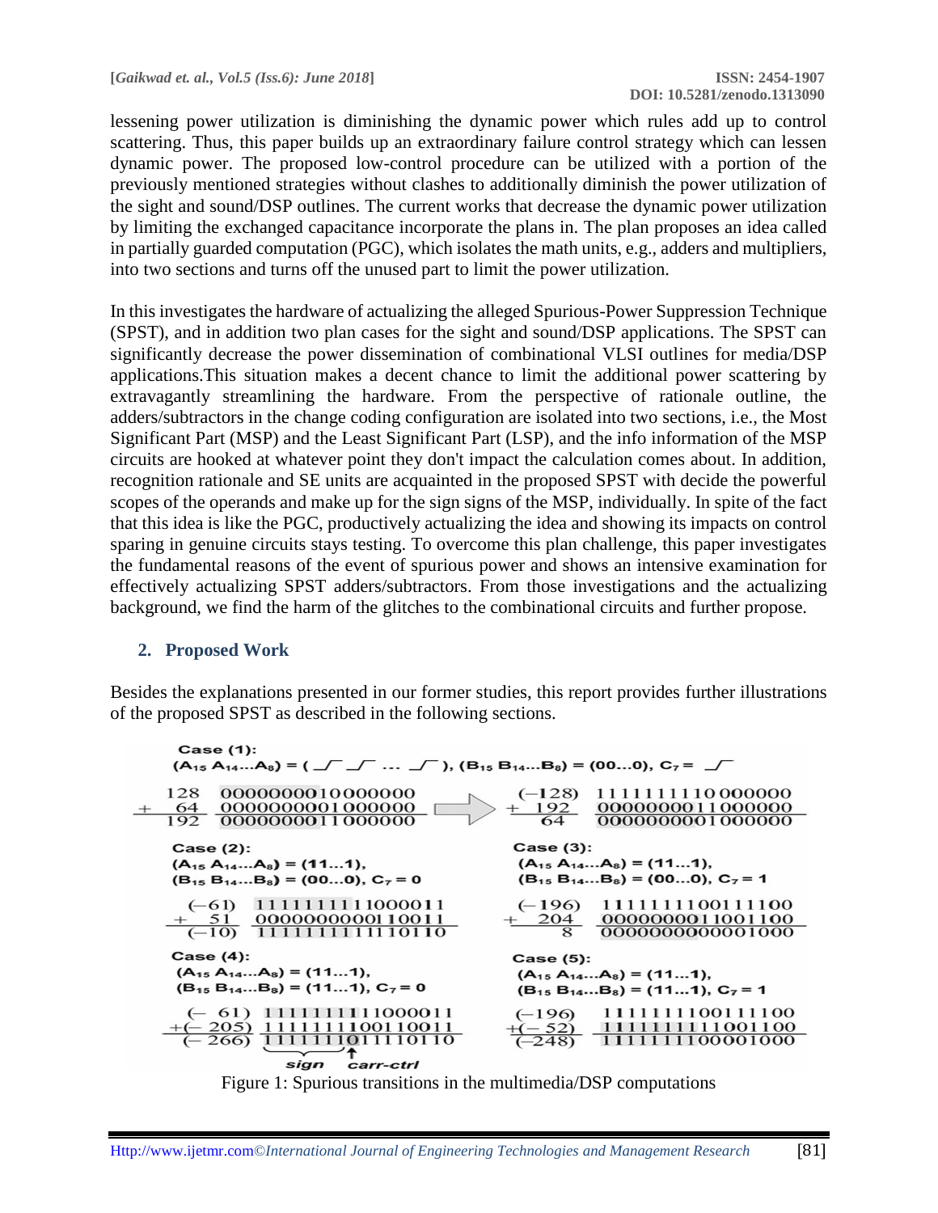lessening power utilization is diminishing the dynamic power which rules add up to control scattering. Thus, this paper builds up an extraordinary failure control strategy which can lessen dynamic power. The proposed low-control procedure can be utilized with a portion of the previously mentioned strategies without clashes to additionally diminish the power utilization of the sight and sound/DSP outlines. The current works that decrease the dynamic power utilization by limiting the exchanged capacitance incorporate the plans in. The plan proposes an idea called in partially guarded computation (PGC), which isolates the math units, e.g., adders and multipliers, into two sections and turns off the unused part to limit the power utilization.

In this investigates the hardware of actualizing the alleged Spurious-Power Suppression Technique (SPST), and in addition two plan cases for the sight and sound/DSP applications. The SPST can significantly decrease the power dissemination of combinational VLSI outlines for media/DSP applications.This situation makes a decent chance to limit the additional power scattering by extravagantly streamlining the hardware. From the perspective of rationale outline, the adders/subtractors in the change coding configuration are isolated into two sections, i.e., the Most Significant Part (MSP) and the Least Significant Part (LSP), and the info information of the MSP circuits are hooked at whatever point they don't impact the calculation comes about. In addition, recognition rationale and SE units are acquainted in the proposed SPST with decide the powerful scopes of the operands and make up for the sign signs of the MSP, individually. In spite of the fact that this idea is like the PGC, productively actualizing the idea and showing its impacts on control sparing in genuine circuits stays testing. To overcome this plan challenge, this paper investigates the fundamental reasons of the event of spurious power and shows an intensive examination for effectively actualizing SPST adders/subtractors. From those investigations and the actualizing background, we find the harm of the glitches to the combinational circuits and further propose.

## 2. Proposed Work

Besides the explanations presented in our former studies, this report provides further illustrations of the proposed SPST as described in the following sections.

**Case (1):** $(A_{15} A_{14} \ldots A_8)$ = ( _/‾ _/‾ ... _/‾ ), $(B_{15} B_{14} \ldots B_8) = (00\ldots0)$, $C_7$ = _/‾

```
  128   0000000010000000          (-128)  1111111110000000
+  64   0000000001000000    =>   +  192   0000000011000000
  192   0000000011000000             64   0000000001000000
```

**Case (2):** $(A_{15} A_{14} \ldots A_8) = (11\ldots1)$, $(B_{15} B_{14} \ldots B_8) = (00\ldots0)$, $C_7 = 0$

```
  (-61)  1111111111000011
+   51   0000000000110011
  (-10)  1111111111110110
```

**Case (3):** $(A_{15} A_{14} \ldots A_8) = (11\ldots1)$, $(B_{15} B_{14} \ldots B_8) = (00\ldots0)$, $C_7 = 1$

```
  (-196)  1111111100111100
+   204   0000000011001100
      8   0000000000001000
```

**Case (4):** $(A_{15} A_{14} \ldots A_8) = (11\ldots1)$, $(B_{15} B_{14} \ldots B_8) = (11\ldots1)$, $C_7 = 0$

```
   (-61)  1111111111000011
+ (-205)  1111111100110011
  (-266)  1111111011110110
          \_______/^
            sign   carr-ctrl
```

**Case (5):** $(A_{15} A_{14} \ldots A_8) = (11\ldots1)$, $(B_{15} B_{14} \ldots B_8) = (11\ldots1)$, $C_7 = 1$

```
  (-196)  1111111100111100
+  (-52)  1111111111001100
  (-248)  1111111100001000
```

Figure 1: Spurious transitions in the multimedia/DSP computations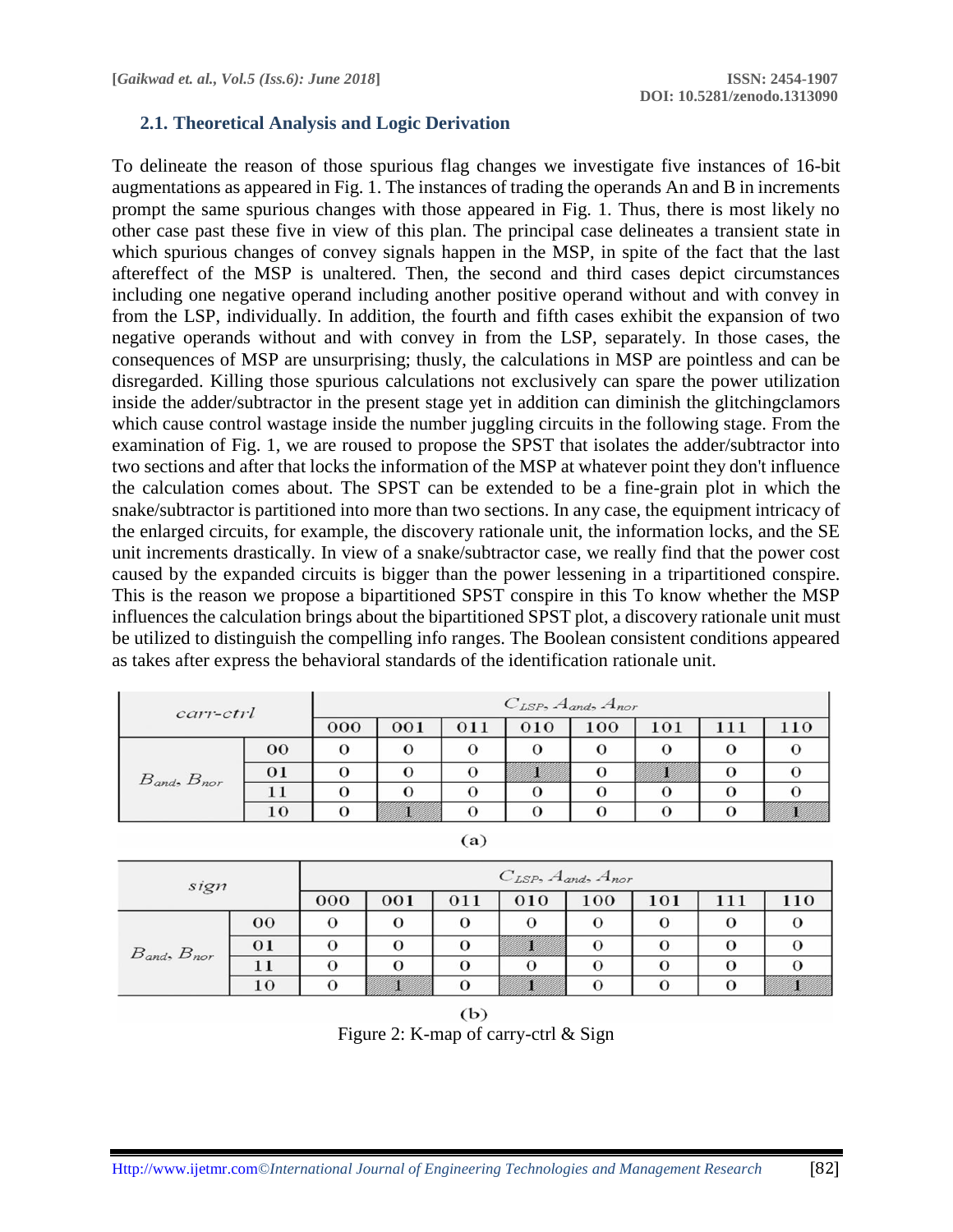## 2.1. Theoretical Analysis and Logic Derivation

To delineate the reason of those spurious flag changes we investigate five instances of 16-bit augmentations as appeared in Fig. 1. The instances of trading the operands An and B in increments prompt the same spurious changes with those appeared in Fig. 1. Thus, there is most likely no other case past these five in view of this plan. The principal case delineates a transient state in which spurious changes of convey signals happen in the MSP, in spite of the fact that the last aftereffect of the MSP is unaltered. Then, the second and third cases depict circumstances including one negative operand including another positive operand without and with convey in from the LSP, individually. In addition, the fourth and fifth cases exhibit the expansion of two negative operands without and with convey in from the LSP, separately. In those cases, the consequences of MSP are unsurprising; thusly, the calculations in MSP are pointless and can be disregarded. Killing those spurious calculations not exclusively can spare the power utilization inside the adder/subtractor in the present stage yet in addition can diminish the glitchingclamors which cause control wastage inside the number juggling circuits in the following stage. From the examination of Fig. 1, we are roused to propose the SPST that isolates the adder/subtractor into two sections and after that locks the information of the MSP at whatever point they don't influence the calculation comes about. The SPST can be extended to be a fine-grain plot in which the snake/subtractor is partitioned into more than two sections. In any case, the equipment intricacy of the enlarged circuits, for example, the discovery rationale unit, the information locks, and the SE unit increments drastically. In view of a snake/subtractor case, we really find that the power cost caused by the expanded circuits is bigger than the power lessening in a tripartitioned conspire. This is the reason we propose a bipartitioned SPST conspire in this To know whether the MSP influences the calculation brings about the bipartitioned SPST plot, a discovery rationale unit must be utilized to distinguish the compelling info ranges. The Boolean consistent conditions appeared as takes after express the behavioral standards of the identification rationale unit.

| carr-ctrl | | $C_{LSP}, A_{and}, A_{nor}$ | | | | | | | |
|---|---|---|---|---|---|---|---|---|---|
| | | 000 | 001 | 011 | 010 | 100 | 101 | 111 | 110 |
| $B_{and}, B_{nor}$ | 00 | 0 | 0 | 0 | 0 | 0 | 0 | 0 | 0 |
| | 01 | 0 | 0 | 0 | 1 | 0 | 1 | 0 | 0 |
| | 11 | 0 | 0 | 0 | 0 | 0 | 0 | 0 | 0 |
| | 10 | 0 | 1 | 0 | 0 | 0 | 0 | 0 | 1 |

(a)

| sign | | $C_{LSP}, A_{and}, A_{nor}$ | | | | | | | |
|---|---|---|---|---|---|---|---|---|---|
| | | 000 | 001 | 011 | 010 | 100 | 101 | 111 | 110 |
| $B_{and}, B_{nor}$ | 00 | 0 | 0 | 0 | 0 | 0 | 0 | 0 | 0 |
| | 01 | 0 | 0 | 0 | 1 | 0 | 0 | 0 | 0 |
| | 11 | 0 | 0 | 0 | 0 | 0 | 0 | 0 | 0 |
| | 10 | 0 | 1 | 0 | 1 | 0 | 0 | 0 | 1 |

(b)

Figure 2: K-map of carry-ctrl & Sign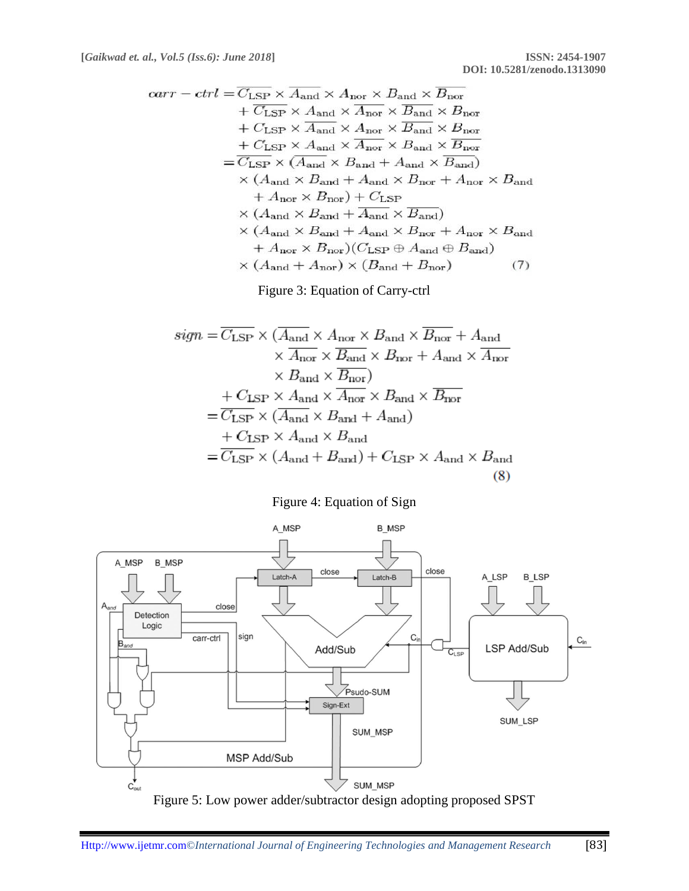$$
\begin{aligned}
carr-ctrl =& \overline{C_{\text{LSP}}} \times \overline{A_{\text{and}}} \times A_{\text{nor}} \times B_{\text{and}} \times \overline{B_{\text{nor}}} \\
&+ \overline{C_{\text{LSP}}} \times A_{\text{and}} \times \overline{A_{\text{nor}}} \times \overline{B_{\text{and}}} \times B_{\text{nor}} \\
&+ C_{\text{LSP}} \times \overline{A_{\text{and}}} \times A_{\text{nor}} \times \overline{B_{\text{and}}} \times B_{\text{nor}} \\
&+ C_{\text{LSP}} \times A_{\text{and}} \times \overline{A_{\text{nor}}} \times B_{\text{and}} \times \overline{B_{\text{nor}}} \\
=& \overline{C_{\text{LSP}}} \times (\overline{A_{\text{and}}} \times B_{\text{and}} + A_{\text{and}} \times \overline{B_{\text{and}}}) \\
&\times (A_{\text{and}} \times B_{\text{and}} + A_{\text{and}} \times B_{\text{nor}} + A_{\text{nor}} \times B_{\text{and}} \\
&+ A_{\text{nor}} \times B_{\text{nor}}) + C_{\text{LSP}} \\
&\times (A_{\text{and}} \times B_{\text{and}} + \overline{A_{\text{and}}} \times \overline{B_{\text{and}}}) \\
&\times (A_{\text{and}} \times B_{\text{and}} + A_{\text{and}} \times B_{\text{nor}} + A_{\text{nor}} \times B_{\text{and}} \\
&+ A_{\text{nor}} \times B_{\text{nor}})(C_{\text{LSP}} \oplus A_{\text{and}} \oplus B_{\text{and}}) \\
&\times (A_{\text{and}} + A_{\text{nor}}) \times (B_{\text{and}} + B_{\text{nor}}) \qquad (7)
\end{aligned}
$$

Figure 3: Equation of Carry-ctrl

$$
\begin{aligned}
sign =& \overline{C_{\text{LSP}}} \times (\overline{A_{\text{and}}} \times A_{\text{nor}} \times B_{\text{and}} \times \overline{B_{\text{nor}}} + A_{\text{and}} \\
&\times \overline{A_{\text{nor}}} \times \overline{B_{\text{and}}} \times B_{\text{nor}} + A_{\text{and}} \times \overline{A_{\text{nor}}} \\
&\times B_{\text{and}} \times \overline{B_{\text{nor}}}) \\
&+ C_{\text{LSP}} \times A_{\text{and}} \times \overline{A_{\text{nor}}} \times B_{\text{and}} \times \overline{B_{\text{nor}}} \\
=& \overline{C_{\text{LSP}}} \times (\overline{A_{\text{and}}} \times B_{\text{and}} + A_{\text{and}}) \\
&+ C_{\text{LSP}} \times A_{\text{and}} \times B_{\text{and}} \\
=& \overline{C_{\text{LSP}}} \times (A_{\text{and}} + B_{\text{and}}) + C_{\text{LSP}} \times A_{\text{and}} \times B_{\text{and}} \\
&\qquad (8)
\end{aligned}
$$

Figure 4: Equation of Sign

Figure 5: Low power adder/subtractor design adopting proposed SPST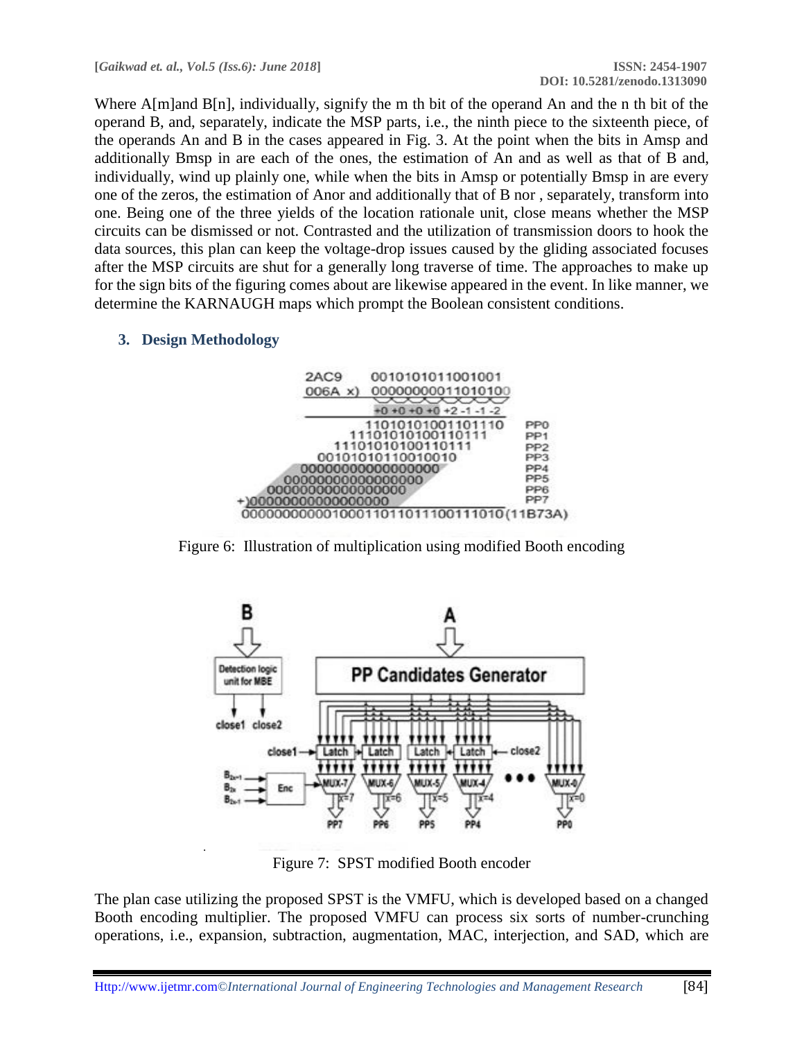Where A[m]and B[n], individually, signify the m th bit of the operand An and the n th bit of the operand B, and, separately, indicate the MSP parts, i.e., the ninth piece to the sixteenth piece, of the operands An and B in the cases appeared in Fig. 3. At the point when the bits in Amsp and additionally Bmsp are each of the ones, the estimation of An and as well as that of B and, individually, wind up plainly one, while when the bits in Amsp or potentially Bmsp in are every one of the zeros, the estimation of Anor and additionally that of B nor , separately, transform into one. Being one of the three yields of the location rationale unit, close means whether the MSP circuits can be dismissed or not. Contrasted and the utilization of transmission doors to hook the data sources, this plan can keep the voltage-drop issues caused by the gliding associated focuses after the MSP circuits are shut for a generally long traverse of time. The approaches to make up for the sign bits of the figuring comes about are likewise appeared in the event. In like manner, we determine the KARNAUGH maps which prompt the Boolean consistent conditions.

## 3. Design Methodology

```
2AC9     0010101011001001
006A x)  0000000001101010 0
         +0 +0 +0 +0 +2 -1 -1 -2
              1101010100110110        PP0
            1110101010011 0111        PP1
          1110101010011 0111          PP2
        0010101011001001 0            PP3
      00000000000000000               PP4
    00000000000000000                 PP5
  00000000000000000                   PP6
+)00000000000000000                   PP7
00000000000100011011011100111010(11B73A)
```

Figure 6: Illustration of multiplication using modified Booth encoding

Figure 7: SPST modified Booth encoder

The plan case utilizing the proposed SPST is the VMFU, which is developed based on a changed Booth encoding multiplier. The proposed VMFU can process six sorts of number-crunching operations, i.e., expansion, subtraction, augmentation, MAC, interjection, and SAD, which are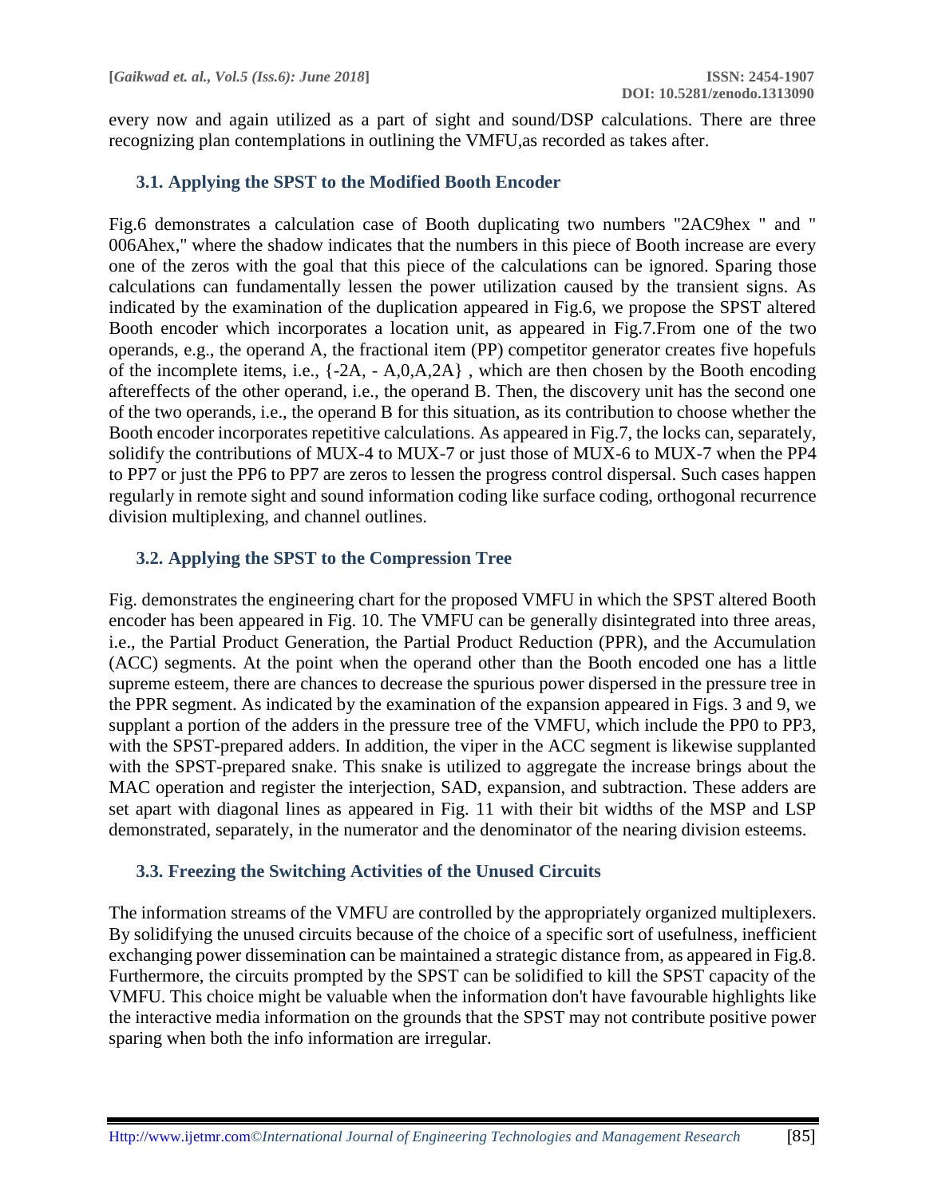every now and again utilized as a part of sight and sound/DSP calculations. There are three recognizing plan contemplations in outlining the VMFU,as recorded as takes after.

### 3.1. Applying the SPST to the Modified Booth Encoder

Fig.6 demonstrates a calculation case of Booth duplicating two numbers "2AC9hex " and " 006Ahex," where the shadow indicates that the numbers in this piece of Booth increase are every one of the zeros with the goal that this piece of the calculations can be ignored. Sparing those calculations can fundamentally lessen the power utilization caused by the transient signs. As indicated by the examination of the duplication appeared in Fig.6, we propose the SPST altered Booth encoder which incorporates a location unit, as appeared in Fig.7.From one of the two operands, e.g., the operand A, the fractional item (PP) competitor generator creates five hopefuls of the incomplete items, i.e., {-2A, - A,0,A,2A} , which are then chosen by the Booth encoding aftereffects of the other operand, i.e., the operand B. Then, the discovery unit has the second one of the two operands, i.e., the operand B for this situation, as its contribution to choose whether the Booth encoder incorporates repetitive calculations. As appeared in Fig.7, the locks can, separately, solidify the contributions of MUX-4 to MUX-7 or just those of MUX-6 to MUX-7 when the PP4 to PP7 or just the PP6 to PP7 are zeros to lessen the progress control dispersal. Such cases happen regularly in remote sight and sound information coding like surface coding, orthogonal recurrence division multiplexing, and channel outlines.

### 3.2. Applying the SPST to the Compression Tree

Fig. demonstrates the engineering chart for the proposed VMFU in which the SPST altered Booth encoder has been appeared in Fig. 10. The VMFU can be generally disintegrated into three areas, i.e., the Partial Product Generation, the Partial Product Reduction (PPR), and the Accumulation (ACC) segments. At the point when the operand other than the Booth encoded one has a little supreme esteem, there are chances to decrease the spurious power dispersed in the pressure tree in the PPR segment. As indicated by the examination of the expansion appeared in Figs. 3 and 9, we supplant a portion of the adders in the pressure tree of the VMFU, which include the PP0 to PP3, with the SPST-prepared adders. In addition, the viper in the ACC segment is likewise supplanted with the SPST-prepared snake. This snake is utilized to aggregate the increase brings about the MAC operation and register the interjection, SAD, expansion, and subtraction. These adders are set apart with diagonal lines as appeared in Fig. 11 with their bit widths of the MSP and LSP demonstrated, separately, in the numerator and the denominator of the nearing division esteems.

### 3.3. Freezing the Switching Activities of the Unused Circuits

The information streams of the VMFU are controlled by the appropriately organized multiplexers. By solidifying the unused circuits because of the choice of a specific sort of usefulness, inefficient exchanging power dissemination can be maintained a strategic distance from, as appeared in Fig.8. Furthermore, the circuits prompted by the SPST can be solidified to kill the SPST capacity of the VMFU. This choice might be valuable when the information don't have favourable highlights like the interactive media information on the grounds that the SPST may not contribute positive power sparing when both the info information are irregular.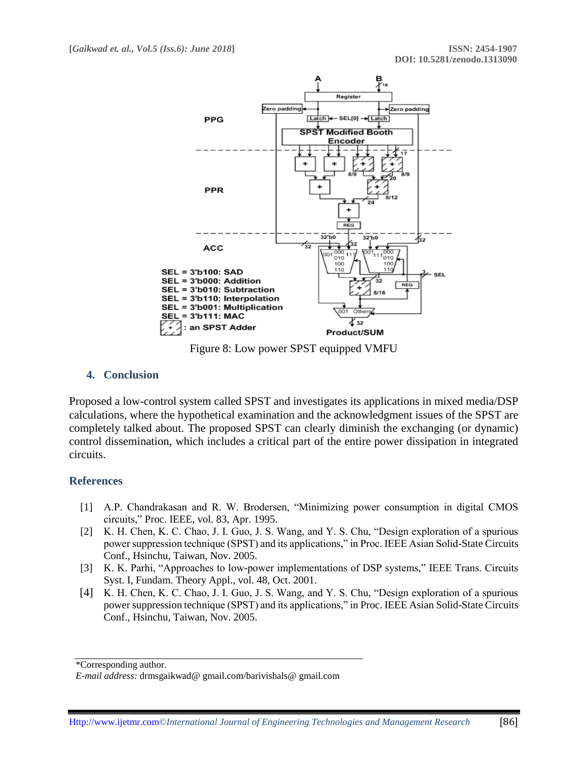PPG

PPR

ACC

SEL = 3'b100: SAD
SEL = 3'b000: Addition
SEL = 3'b010: Subtraction
SEL = 3'b110: Interpolation
SEL = 3'b001: Multiplication
SEL = 3'b111: MAC
: an SPST Adder

Product/SUM

Figure 8: Low power SPST equipped VMFU

## 4. Conclusion

Proposed a low-control system called SPST and investigates its applications in mixed media/DSP calculations, where the hypothetical examination and the acknowledgment issues of the SPST are completely talked about. The proposed SPST can clearly diminish the exchanging (or dynamic) control dissemination, which includes a critical part of the entire power dissipation in integrated circuits.

## References

[1] A.P. Chandrakasan and R. W. Brodersen, "Minimizing power consumption in digital CMOS circuits," Proc. IEEE, vol. 83, Apr. 1995.

[2] K. H. Chen, K. C. Chao, J. I. Guo, J. S. Wang, and Y. S. Chu, "Design exploration of a spurious power suppression technique (SPST) and its applications," in Proc. IEEE Asian Solid-State Circuits Conf., Hsinchu, Taiwan, Nov. 2005.

[3] K. K. Parhi, "Approaches to low-power implementations of DSP systems," IEEE Trans. Circuits Syst. I, Fundam. Theory Appl., vol. 48, Oct. 2001.

[4] K. H. Chen, K. C. Chao, J. I. Guo, J. S. Wang, and Y. S. Chu, "Design exploration of a spurious power suppression technique (SPST) and its applications," in Proc. IEEE Asian Solid-State Circuits Conf., Hsinchu, Taiwan, Nov. 2005.

*Corresponding author.
*E-mail address:* drmsgaikwad@ gmail.com/barivishals@ gmail.com